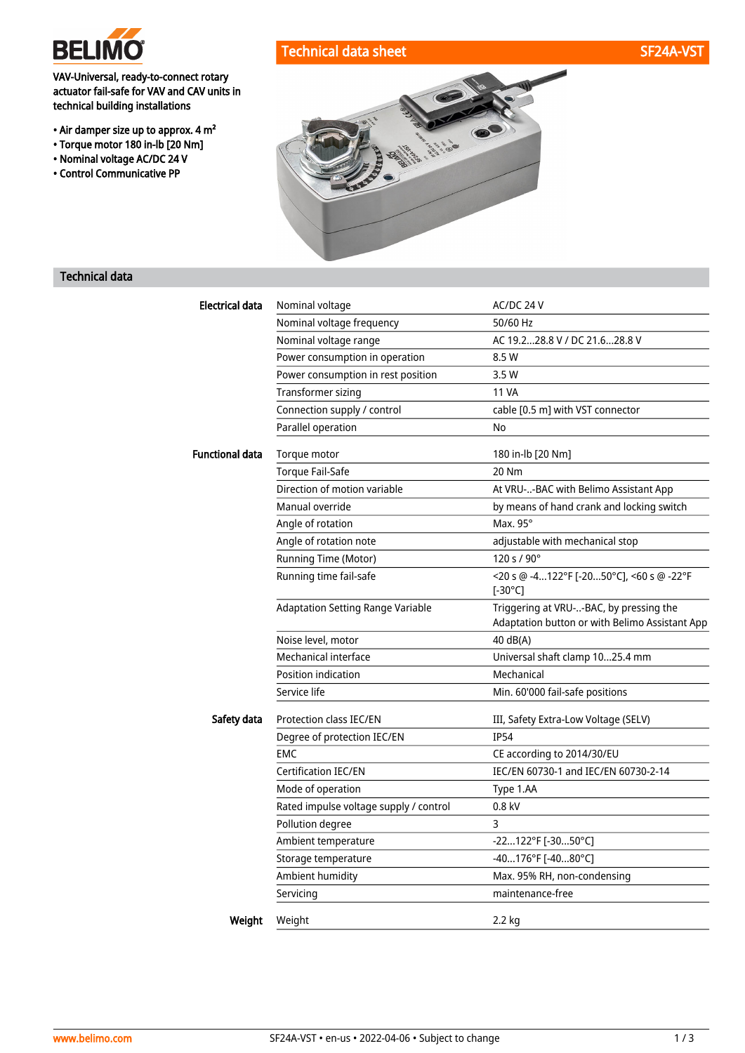# Technical data sheet SF24A-VST

VAV-Universal, ready-to-connect rotary actuator fail-safe for VAV and CAV units in technical building installations

- Air damper size up to approx. 4 m²
- Torque motor 180 in-lb [20 Nm]
- Nominal voltage AC/DC 24 V
- Control Communicative PP

## Technical data

| | | |
|---|---|---|
| **Electrical data** | Nominal voltage | AC/DC 24 V |
| | Nominal voltage frequency | 50/60 Hz |
| | Nominal voltage range | AC 19.2...28.8 V / DC 21.6...28.8 V |
| | Power consumption in operation | 8.5 W |
| | Power consumption in rest position | 3.5 W |
| | Transformer sizing | 11 VA |
| | Connection supply / control | cable [0.5 m] with VST connector |
| | Parallel operation | No |
| **Functional data** | Torque motor | 180 in-lb [20 Nm] |
| | Torque Fail-Safe | 20 Nm |
| | Direction of motion variable | At VRU-..-BAC with Belimo Assistant App |
| | Manual override | by means of hand crank and locking switch |
| | Angle of rotation | Max. 95° |
| | Angle of rotation note | adjustable with mechanical stop |
| | Running Time (Motor) | 120 s / 90° |
| | Running time fail-safe | <20 s @ -4...122°F [-20...50°C], <60 s @ -22°F [-30°C] |
| | Adaptation Setting Range Variable | Triggering at VRU-..-BAC, by pressing the Adaptation button or with Belimo Assistant App |
| | Noise level, motor | 40 dB(A) |
| | Mechanical interface | Universal shaft clamp 10...25.4 mm |
| | Position indication | Mechanical |
| | Service life | Min. 60'000 fail-safe positions |
| **Safety data** | Protection class IEC/EN | III, Safety Extra-Low Voltage (SELV) |
| | Degree of protection IEC/EN | IP54 |
| | EMC | CE according to 2014/30/EU |
| | Certification IEC/EN | IEC/EN 60730-1 and IEC/EN 60730-2-14 |
| | Mode of operation | Type 1.AA |
| | Rated impulse voltage supply / control | 0.8 kV |
| | Pollution degree | 3 |
| | Ambient temperature | -22...122°F [-30...50°C] |
| | Storage temperature | -40...176°F [-40...80°C] |
| | Ambient humidity | Max. 95% RH, non-condensing |
| | Servicing | maintenance-free |
| **Weight** | Weight | 2.2 kg |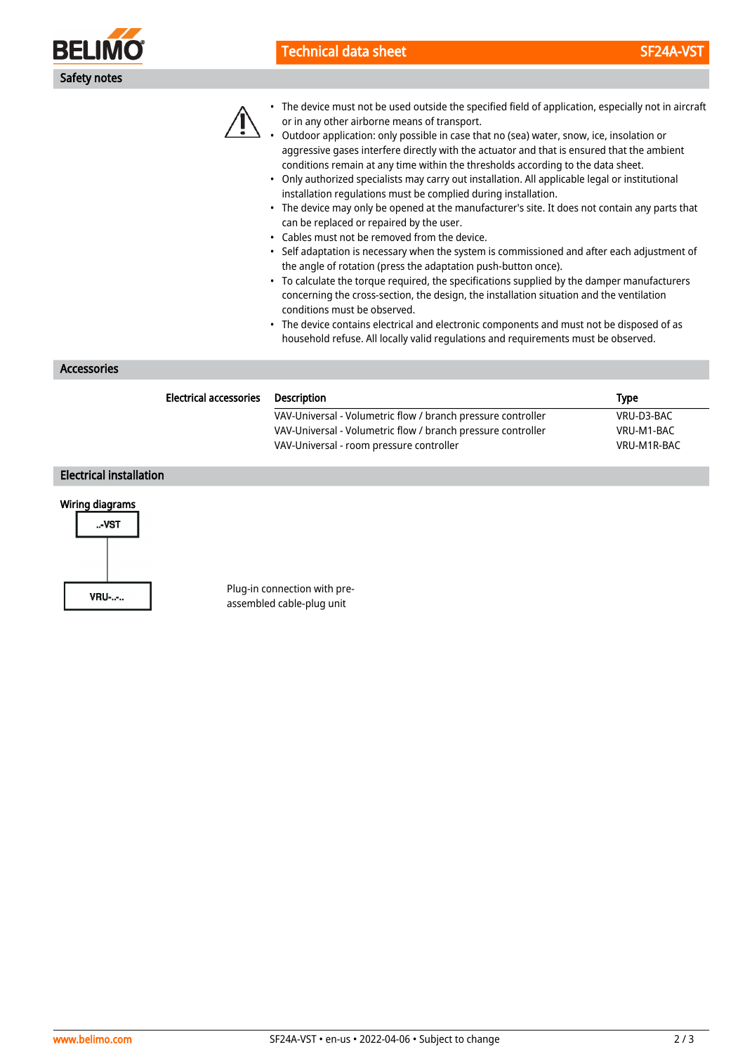## Safety notes

- The device must not be used outside the specified field of application, especially not in aircraft or in any other airborne means of transport.
- Outdoor application: only possible in case that no (sea) water, snow, ice, insolation or aggressive gases interfere directly with the actuator and that is ensured that the ambient conditions remain at any time within the thresholds according to the data sheet.
- Only authorized specialists may carry out installation. All applicable legal or institutional installation regulations must be complied during installation.
- The device may only be opened at the manufacturer's site. It does not contain any parts that can be replaced or repaired by the user.
- Cables must not be removed from the device.
- Self adaptation is necessary when the system is commissioned and after each adjustment of the angle of rotation (press the adaptation push-button once).
- To calculate the torque required, the specifications supplied by the damper manufacturers concerning the cross-section, the design, the installation situation and the ventilation conditions must be observed.
- The device contains electrical and electronic components and must not be disposed of as household refuse. All locally valid regulations and requirements must be observed.

## Accessories

| Electrical accessories | Description | Type |
|---|---|---|
| | VAV-Universal - Volumetric flow / branch pressure controller | VRU-D3-BAC |
| | VAV-Universal - Volumetric flow / branch pressure controller | VRU-M1-BAC |
| | VAV-Universal - room pressure controller | VRU-M1R-BAC |

## Electrical installation

### Wiring diagrams

..-VST

VRU-..-..

Plug-in connection with pre-assembled cable-plug unit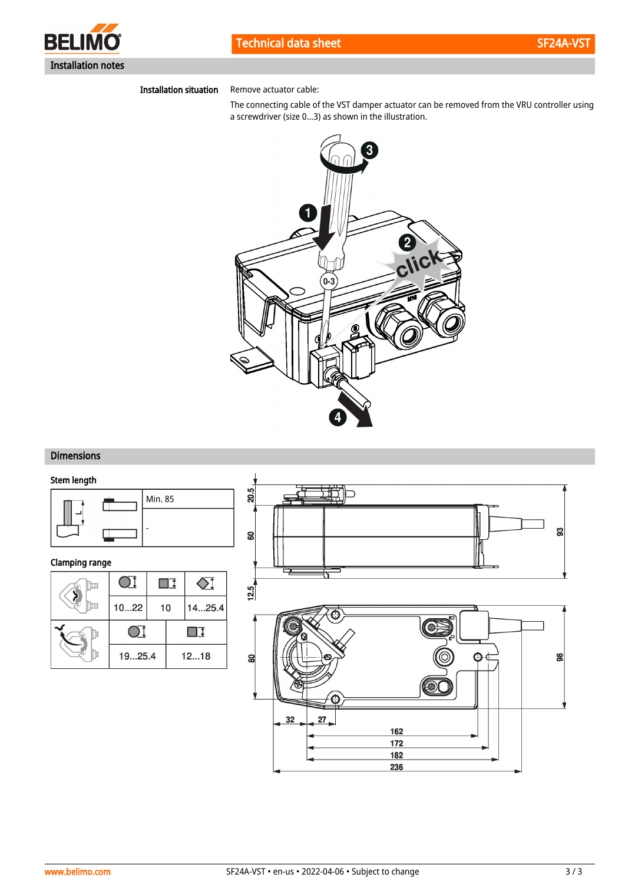## Installation notes

**Installation situation**

Remove actuator cable:

The connecting cable of the VST damper actuator can be removed from the VRU controller using a screwdriver (size 0...3) as shown in the illustration.

1
2
click
3
0-3
4

## Dimensions

**Stem length**

| | |
|---|---|
| L | Min. 85 |
| | - |

**Clamping range**

| | ● | ■ | ◆ |
|---|---|---|---|
| | 10...22 | 10 | 14...25.4 |

| | ● | ■ |
|---|---|---|
| | 19...25.4 | 12...18 |

20.5
60
12.5
93
80
98
32
27
162
172
182
236